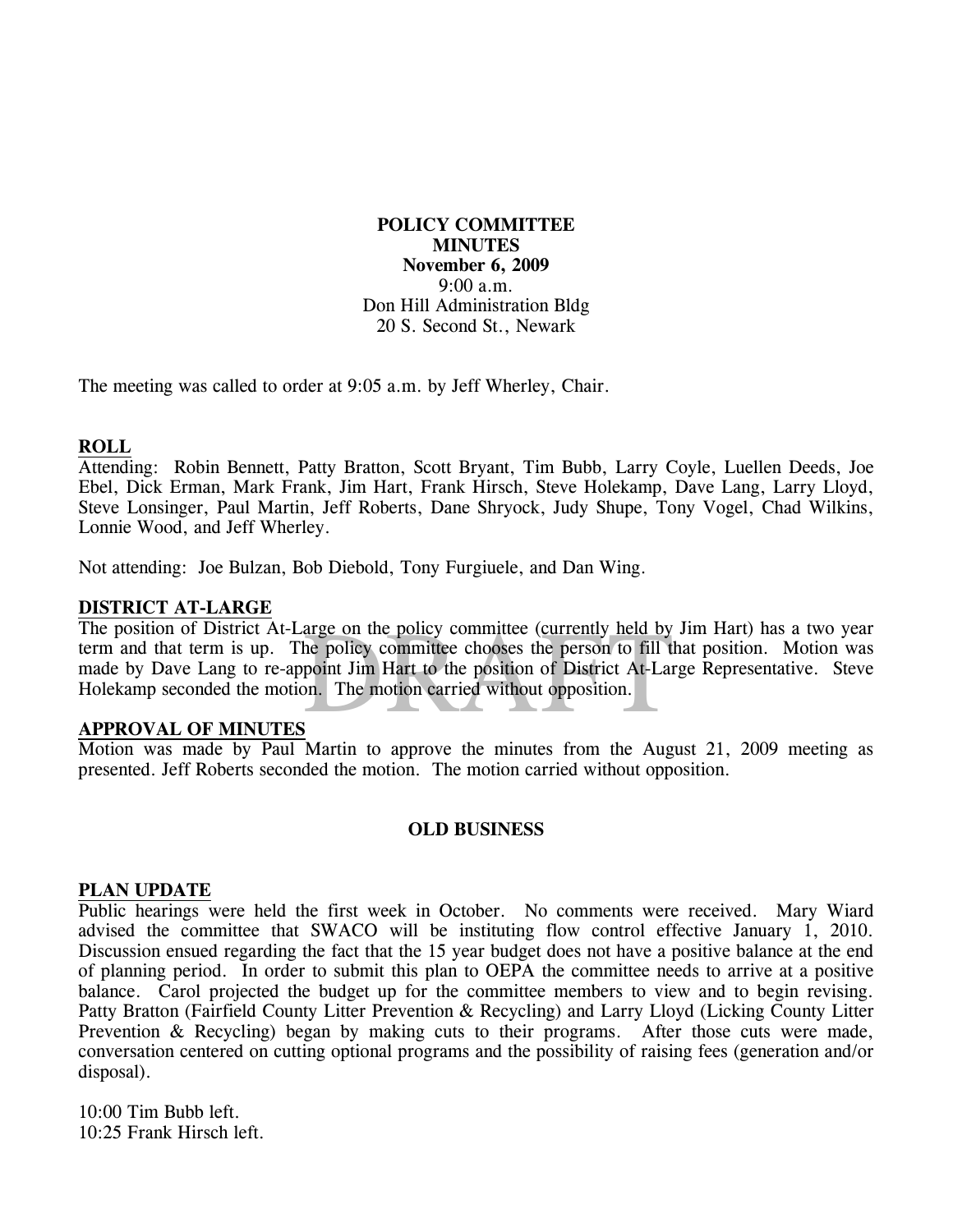**POLICY COMMITTEE**
**MINUTES**
**November 6, 2009**
9:00 a.m.
Don Hill Administration Bldg
20 S. Second St., Newark

The meeting was called to order at 9:05 a.m. by Jeff Wherley, Chair.

## ROLL

Attending: Robin Bennett, Patty Bratton, Scott Bryant, Tim Bubb, Larry Coyle, Luellen Deeds, Joe Ebel, Dick Erman, Mark Frank, Jim Hart, Frank Hirsch, Steve Holekamp, Dave Lang, Larry Lloyd, Steve Lonsinger, Paul Martin, Jeff Roberts, Dane Shryock, Judy Shupe, Tony Vogel, Chad Wilkins, Lonnie Wood, and Jeff Wherley.

Not attending: Joe Bulzan, Bob Diebold, Tony Furgiuele, and Dan Wing.

## DISTRICT AT-LARGE

The position of District At-Large on the policy committee (currently held by Jim Hart) has a two year term and that term is up. The policy committee chooses the person to fill that position. Motion was made by Dave Lang to re-appoint Jim Hart to the position of District At-Large Representative. Steve Holekamp seconded the motion. The motion carried without opposition.

## APPROVAL OF MINUTES

Motion was made by Paul Martin to approve the minutes from the August 21, 2009 meeting as presented. Jeff Roberts seconded the motion. The motion carried without opposition.

## OLD BUSINESS

## PLAN UPDATE

Public hearings were held the first week in October. No comments were received. Mary Wiard advised the committee that SWACO will be instituting flow control effective January 1, 2010. Discussion ensued regarding the fact that the 15 year budget does not have a positive balance at the end of planning period. In order to submit this plan to OEPA the committee needs to arrive at a positive balance. Carol projected the budget up for the committee members to view and to begin revising. Patty Bratton (Fairfield County Litter Prevention & Recycling) and Larry Lloyd (Licking County Litter Prevention & Recycling) began by making cuts to their programs. After those cuts were made, conversation centered on cutting optional programs and the possibility of raising fees (generation and/or disposal).

10:00 Tim Bubb left.
10:25 Frank Hirsch left.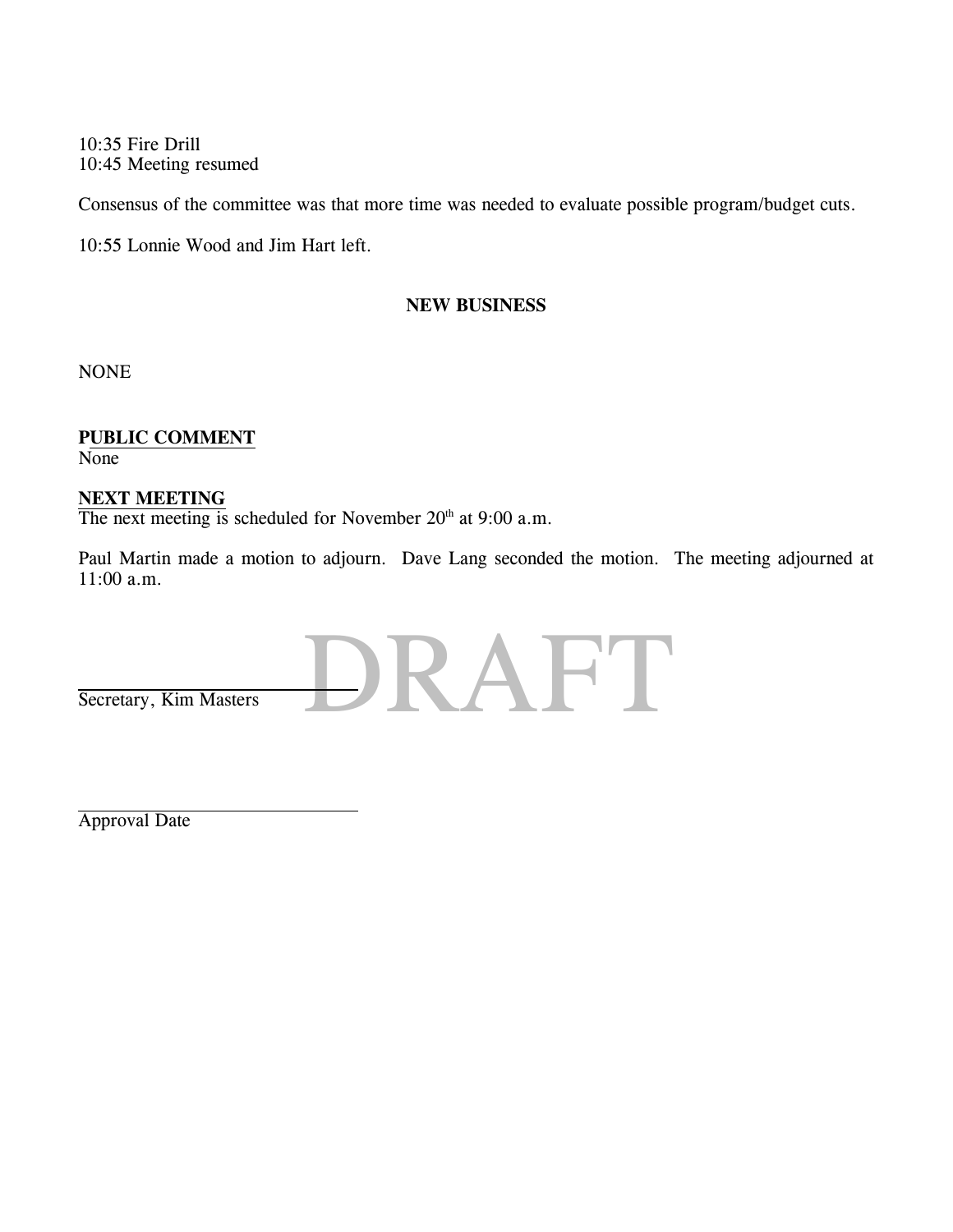10:35 Fire Drill
10:45 Meeting resumed

Consensus of the committee was that more time was needed to evaluate possible program/budget cuts.

10:55 Lonnie Wood and Jim Hart left.

## NEW BUSINESS

NONE

**PUBLIC COMMENT**
None

**NEXT MEETING**
The next meeting is scheduled for November 20th at 9:00 a.m.

Paul Martin made a motion to adjourn. Dave Lang seconded the motion. The meeting adjourned at 11:00 a.m.

DRAFT

______________________________
Secretary, Kim Masters

______________________________
Approval Date